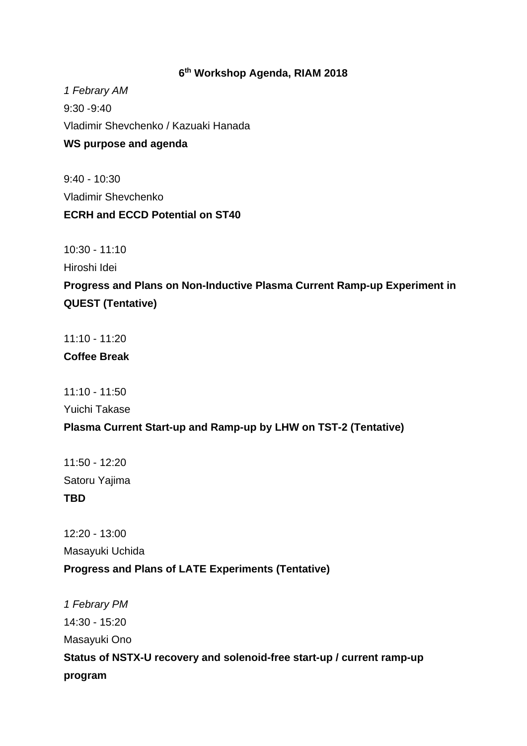**6th Workshop Agenda, RIAM 2018**

*1 Febrary AM*

9:30 -9:40

Vladimir Shevchenko / Kazuaki Hanada

**WS purpose and agenda**

9:40 - 10:30

Vladimir Shevchenko

**ECRH and ECCD Potential on ST40**

10:30 - 11:10

Hiroshi Idei

**Progress and Plans on Non-Inductive Plasma Current Ramp-up Experiment in QUEST (Tentative)**

11:10 - 11:20

**Coffee Break**

11:10 - 11:50

Yuichi Takase

**Plasma Current Start-up and Ramp-up by LHW on TST-2 (Tentative)**

11:50 - 12:20

Satoru Yajima

**TBD**

12:20 - 13:00

Masayuki Uchida

**Progress and Plans of LATE Experiments (Tentative)**

*1 Febrary PM*

14:30 - 15:20

Masayuki Ono

**Status of NSTX-U recovery and solenoid-free start-up / current ramp-up program**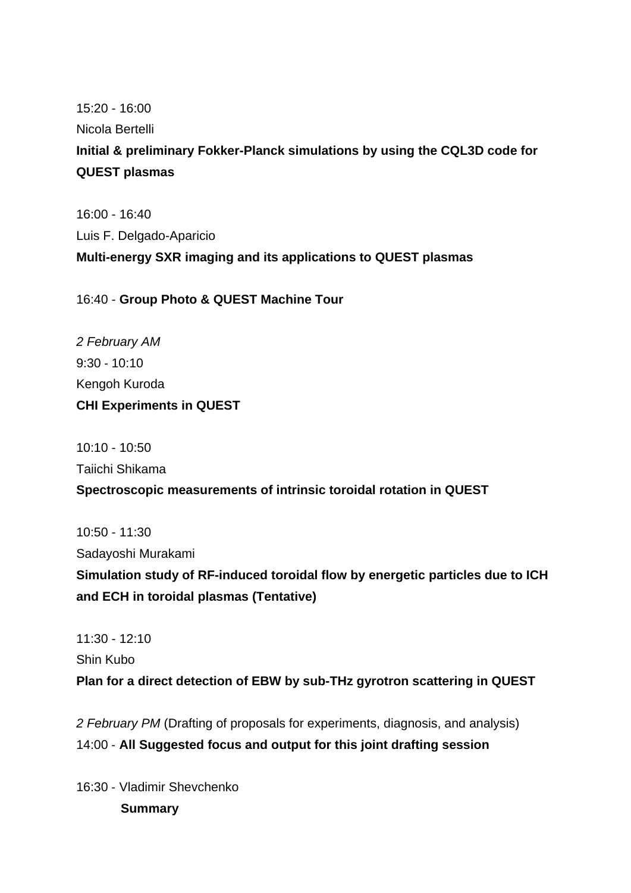15:20 - 16:00

Nicola Bertelli

**Initial & preliminary Fokker-Planck simulations by using the CQL3D code for QUEST plasmas**

16:00 - 16:40

Luis F. Delgado-Aparicio

**Multi-energy SXR imaging and its applications to QUEST plasmas**

16:40 - **Group Photo & QUEST Machine Tour**

*2 February AM*

9:30 - 10:10

Kengoh Kuroda

**CHI Experiments in QUEST**

10:10 - 10:50

Taiichi Shikama

**Spectroscopic measurements of intrinsic toroidal rotation in QUEST**

10:50 - 11:30

Sadayoshi Murakami

**Simulation study of RF-induced toroidal flow by energetic particles due to ICH and ECH in toroidal plasmas (Tentative)**

11:30 - 12:10

Shin Kubo

**Plan for a direct detection of EBW by sub-THz gyrotron scattering in QUEST**

*2 February PM* (Drafting of proposals for experiments, diagnosis, and analysis)

14:00 - **All Suggested focus and output for this joint drafting session**

16:30 - Vladimir Shevchenko

**Summary**